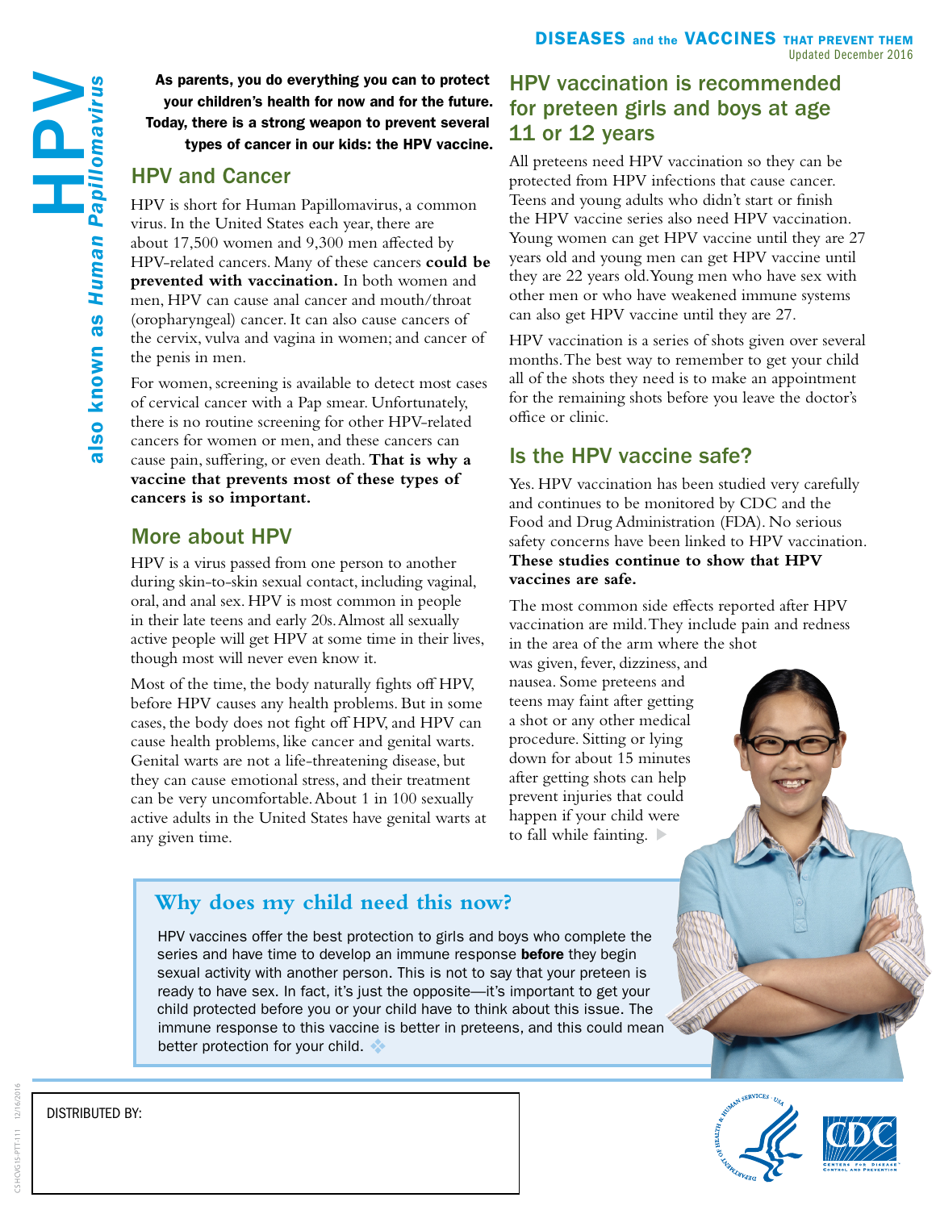# HPV also known as *Human Papillomavirus*

DISEASES and the VACCINES THAT PREVENT THEM
Updated December 2016

**As parents, you do everything you can to protect your children's health for now and for the future. Today, there is a strong weapon to prevent several types of cancer in our kids: the HPV vaccine.**

## HPV and Cancer

HPV is short for Human Papillomavirus, a common virus. In the United States each year, there are about 17,500 women and 9,300 men affected by HPV-related cancers. Many of these cancers **could be prevented with vaccination.** In both women and men, HPV can cause anal cancer and mouth/throat (oropharyngeal) cancer. It can also cause cancers of the cervix, vulva and vagina in women; and cancer of the penis in men.

For women, screening is available to detect most cases of cervical cancer with a Pap smear. Unfortunately, there is no routine screening for other HPV-related cancers for women or men, and these cancers can cause pain, suffering, or even death. **That is why a vaccine that prevents most of these types of cancers is so important.**

## More about HPV

HPV is a virus passed from one person to another during skin-to-skin sexual contact, including vaginal, oral, and anal sex. HPV is most common in people in their late teens and early 20s. Almost all sexually active people will get HPV at some time in their lives, though most will never even know it.

Most of the time, the body naturally fights off HPV, before HPV causes any health problems. But in some cases, the body does not fight off HPV, and HPV can cause health problems, like cancer and genital warts. Genital warts are not a life-threatening disease, but they can cause emotional stress, and their treatment can be very uncomfortable. About 1 in 100 sexually active adults in the United States have genital warts at any given time.

## HPV vaccination is recommended for preteen girls and boys at age 11 or 12 years

All preteens need HPV vaccination so they can be protected from HPV infections that cause cancer. Teens and young adults who didn't start or finish the HPV vaccine series also need HPV vaccination. Young women can get HPV vaccine until they are 27 years old and young men can get HPV vaccine until they are 22 years old. Young men who have sex with other men or who have weakened immune systems can also get HPV vaccine until they are 27.

HPV vaccination is a series of shots given over several months. The best way to remember to get your child all of the shots they need is to make an appointment for the remaining shots before you leave the doctor's office or clinic.

## Is the HPV vaccine safe?

Yes. HPV vaccination has been studied very carefully and continues to be monitored by CDC and the Food and Drug Administration (FDA). No serious safety concerns have been linked to HPV vaccination. **These studies continue to show that HPV vaccines are safe.**

The most common side effects reported after HPV vaccination are mild. They include pain and redness in the area of the arm where the shot was given, fever, dizziness, and nausea. Some preteens and teens may faint after getting a shot or any other medical procedure. Sitting or lying down for about 15 minutes after getting shots can help prevent injuries that could happen if your child were to fall while fainting.

## Why does my child need this now?

HPV vaccines offer the best protection to girls and boys who complete the series and have time to develop an immune response **before** they begin sexual activity with another person. This is not to say that your preteen is ready to have sex. In fact, it's just the opposite—it's important to get your child protected before you or your child have to think about this issue. The immune response to this vaccine is better in preteens, and this could mean better protection for your child.

DISTRIBUTED BY:

CS HOVG15-PTT-111 12/16/2016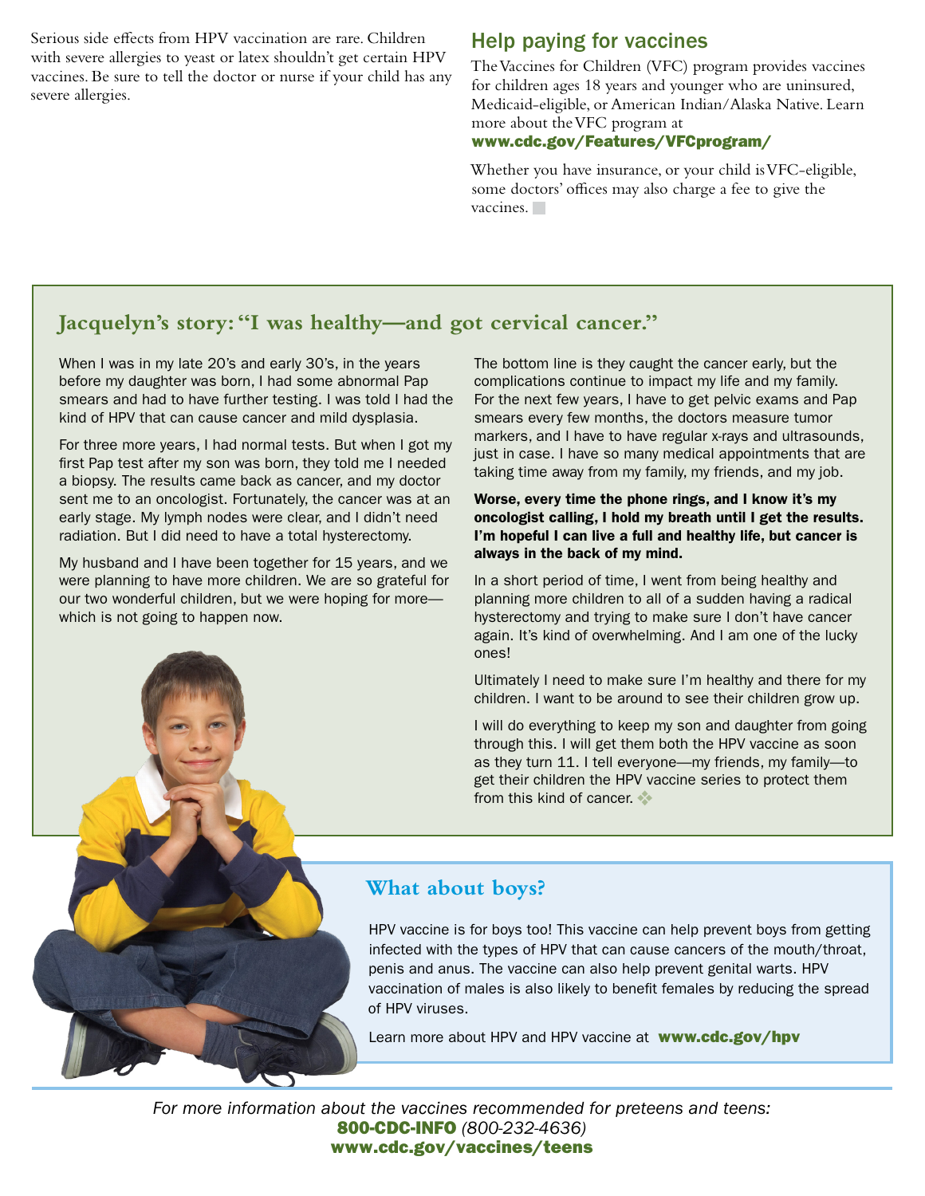Serious side effects from HPV vaccination are rare. Children with severe allergies to yeast or latex shouldn't get certain HPV vaccines. Be sure to tell the doctor or nurse if your child has any severe allergies.

## Help paying for vaccines

The Vaccines for Children (VFC) program provides vaccines for children ages 18 years and younger who are uninsured, Medicaid-eligible, or American Indian/Alaska Native. Learn more about the VFC program at **www.cdc.gov/Features/VFCprogram/**

Whether you have insurance, or your child is VFC-eligible, some doctors' offices may also charge a fee to give the vaccines.

## Jacquelyn's story: "I was healthy—and got cervical cancer."

When I was in my late 20's and early 30's, in the years before my daughter was born, I had some abnormal Pap smears and had to have further testing. I was told I had the kind of HPV that can cause cancer and mild dysplasia.

For three more years, I had normal tests. But when I got my first Pap test after my son was born, they told me I needed a biopsy. The results came back as cancer, and my doctor sent me to an oncologist. Fortunately, the cancer was at an early stage. My lymph nodes were clear, and I didn't need radiation. But I did need to have a total hysterectomy.

My husband and I have been together for 15 years, and we were planning to have more children. We are so grateful for our two wonderful children, but we were hoping for more—which is not going to happen now.

The bottom line is they caught the cancer early, but the complications continue to impact my life and my family. For the next few years, I have to get pelvic exams and Pap smears every few months, the doctors measure tumor markers, and I have to have regular x-rays and ultrasounds, just in case. I have so many medical appointments that are taking time away from my family, my friends, and my job.

**Worse, every time the phone rings, and I know it's my oncologist calling, I hold my breath until I get the results. I'm hopeful I can live a full and healthy life, but cancer is always in the back of my mind.**

In a short period of time, I went from being healthy and planning more children to all of a sudden having a radical hysterectomy and trying to make sure I don't have cancer again. It's kind of overwhelming. And I am one of the lucky ones!

Ultimately I need to make sure I'm healthy and there for my children. I want to be around to see their children grow up.

I will do everything to keep my son and daughter from going through this. I will get them both the HPV vaccine as soon as they turn 11. I tell everyone—my friends, my family—to get their children the HPV vaccine series to protect them from this kind of cancer.

## What about boys?

HPV vaccine is for boys too! This vaccine can help prevent boys from getting infected with the types of HPV that can cause cancers of the mouth/throat, penis and anus. The vaccine can also help prevent genital warts. HPV vaccination of males is also likely to benefit females by reducing the spread of HPV viruses.

Learn more about HPV and HPV vaccine at **www.cdc.gov/hpv**

*For more information about the vaccines recommended for preteens and teens:*
**800-CDC-INFO** *(800-232-4636)*
**www.cdc.gov/vaccines/teens**